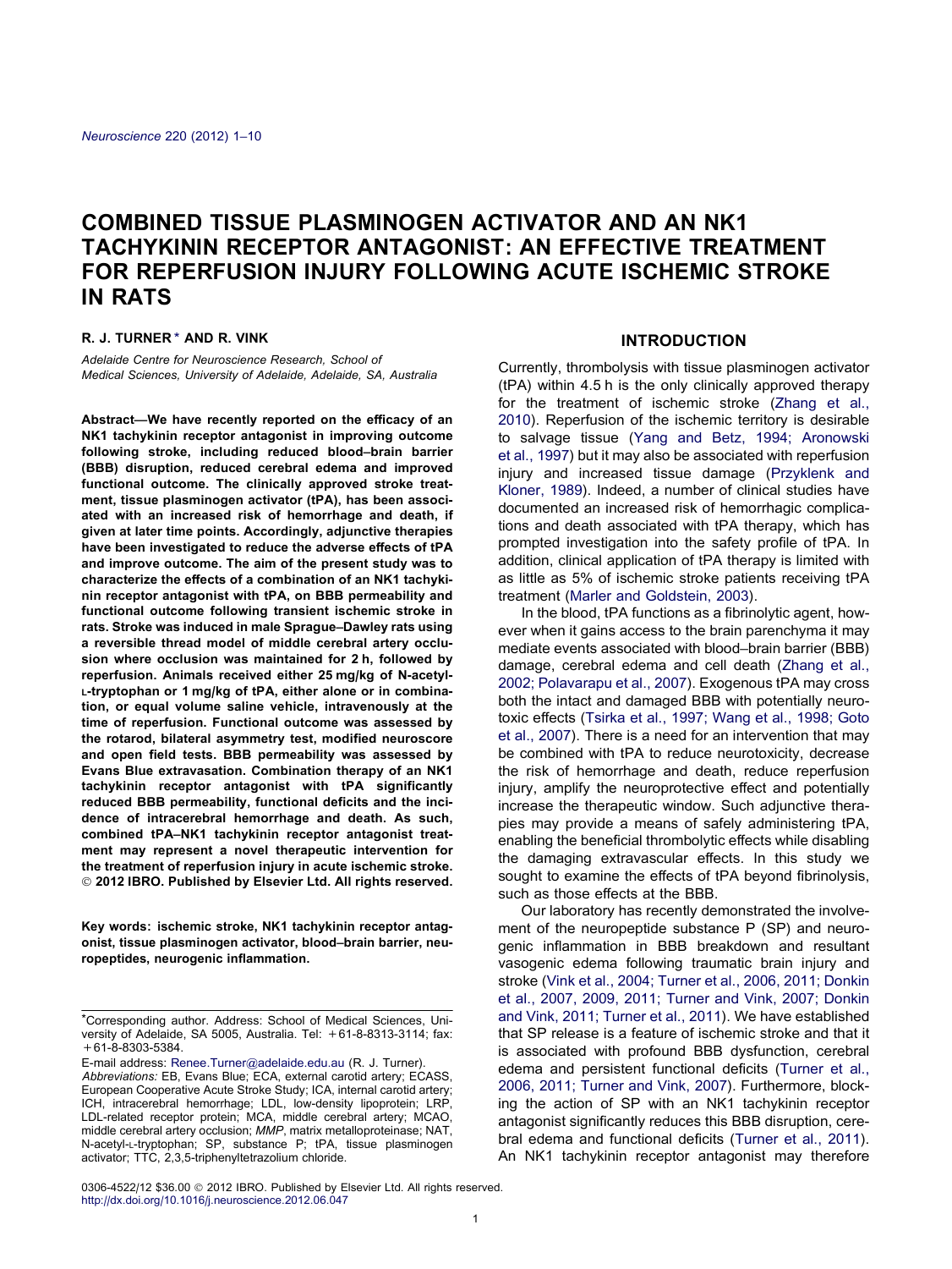# COMBINED TISSUE PLASMINOGEN ACTIVATOR AND AN NK1 TACHYKININ RECEPTOR ANTAGONIST: AN EFFECTIVE TREATMENT FOR REPERFUSION INJURY FOLLOWING ACUTE ISCHEMIC STROKE IN RATS

**R. J. TURNER * AND R. VINK**

*Adelaide Centre for Neuroscience Research, School of Medical Sciences, University of Adelaide, Adelaide, SA, Australia*

**Abstract—We have recently reported on the efficacy of an NK1 tachykinin receptor antagonist in improving outcome following stroke, including reduced blood–brain barrier (BBB) disruption, reduced cerebral edema and improved functional outcome. The clinically approved stroke treatment, tissue plasminogen activator (tPA), has been associated with an increased risk of hemorrhage and death, if given at later time points. Accordingly, adjunctive therapies have been investigated to reduce the adverse effects of tPA and improve outcome. The aim of the present study was to characterize the effects of a combination of an NK1 tachykinin receptor antagonist with tPA, on BBB permeability and functional outcome following transient ischemic stroke in rats. Stroke was induced in male Sprague–Dawley rats using a reversible thread model of middle cerebral artery occlusion where occlusion was maintained for 2 h, followed by reperfusion. Animals received either 25 mg/kg of N-acetyl-L-tryptophan or 1 mg/kg of tPA, either alone or in combination, or equal volume saline vehicle, intravenously at the time of reperfusion. Functional outcome was assessed by the rotarod, bilateral asymmetry test, modified neuroscore and open field tests. BBB permeability was assessed by Evans Blue extravasation. Combination therapy of an NK1 tachykinin receptor antagonist with tPA significantly reduced BBB permeability, functional deficits and the incidence of intracerebral hemorrhage and death. As such, combined tPA–NK1 tachykinin receptor antagonist treatment may represent a novel therapeutic intervention for the treatment of reperfusion injury in acute ischemic stroke.**
**© 2012 IBRO. Published by Elsevier Ltd. All rights reserved.**

**Key words: ischemic stroke, NK1 tachykinin receptor antagonist, tissue plasminogen activator, blood–brain barrier, neuropeptides, neurogenic inflammation.**

*Corresponding author. Address: School of Medical Sciences, University of Adelaide, SA 5005, Australia. Tel: +61-8-8313-3114; fax: +61-8-8303-5384.
E-mail address: Renee.Turner@adelaide.edu.au (R. J. Turner).
*Abbreviations:* EB, Evans Blue; ECA, external carotid artery; ECASS, European Cooperative Acute Stroke Study; ICA, internal carotid artery; ICH, intracerebral hemorrhage; LDL, low-density lipoprotein; LRP, LDL-related receptor protein; MCA, middle cerebral artery; MCAO, middle cerebral artery occlusion; *MMP*, matrix metalloproteinase; NAT, N-acetyl-L-tryptophan; SP, substance P; tPA, tissue plasminogen activator; TTC, 2,3,5-triphenyltetrazolium chloride.

0306-4522/12 $36.00 © 2012 IBRO. Published by Elsevier Ltd. All rights reserved.
http://dx.doi.org/10.1016/j.neuroscience.2012.06.047

## INTRODUCTION

Currently, thrombolysis with tissue plasminogen activator (tPA) within 4.5 h is the only clinically approved therapy for the treatment of ischemic stroke (Zhang et al., 2010). Reperfusion of the ischemic territory is desirable to salvage tissue (Yang and Betz, 1994; Aronowski et al., 1997) but it may also be associated with reperfusion injury and increased tissue damage (Przyklenk and Kloner, 1989). Indeed, a number of clinical studies have documented an increased risk of hemorrhagic complications and death associated with tPA therapy, which has prompted investigation into the safety profile of tPA. In addition, clinical application of tPA therapy is limited with as little as 5% of ischemic stroke patients receiving tPA treatment (Marler and Goldstein, 2003).

In the blood, tPA functions as a fibrinolytic agent, however when it gains access to the brain parenchyma it may mediate events associated with blood–brain barrier (BBB) damage, cerebral edema and cell death (Zhang et al., 2002; Polavarapu et al., 2007). Exogenous tPA may cross both the intact and damaged BBB with potentially neurotoxic effects (Tsirka et al., 1997; Wang et al., 1998; Goto et al., 2007). There is a need for an intervention that may be combined with tPA to reduce neurotoxicity, decrease the risk of hemorrhage and death, reduce reperfusion injury, amplify the neuroprotective effect and potentially increase the therapeutic window. Such adjunctive therapies may provide a means of safely administering tPA, enabling the beneficial thrombolytic effects while disabling the damaging extravascular effects. In this study we sought to examine the effects of tPA beyond fibrinolysis, such as those effects at the BBB.

Our laboratory has recently demonstrated the involvement of the neuropeptide substance P (SP) and neurogenic inflammation in BBB breakdown and resultant vasogenic edema following traumatic brain injury and stroke (Vink et al., 2004; Turner et al., 2006, 2011; Donkin et al., 2007, 2009, 2011; Turner and Vink, 2007; Donkin and Vink, 2011; Turner et al., 2011). We have established that SP release is a feature of ischemic stroke and that it is associated with profound BBB dysfunction, cerebral edema and persistent functional deficits (Turner et al., 2006, 2011; Turner and Vink, 2007). Furthermore, blocking the action of SP with an NK1 tachykinin receptor antagonist significantly reduces this BBB disruption, cerebral edema and functional deficits (Turner et al., 2011). An NK1 tachykinin receptor antagonist may therefore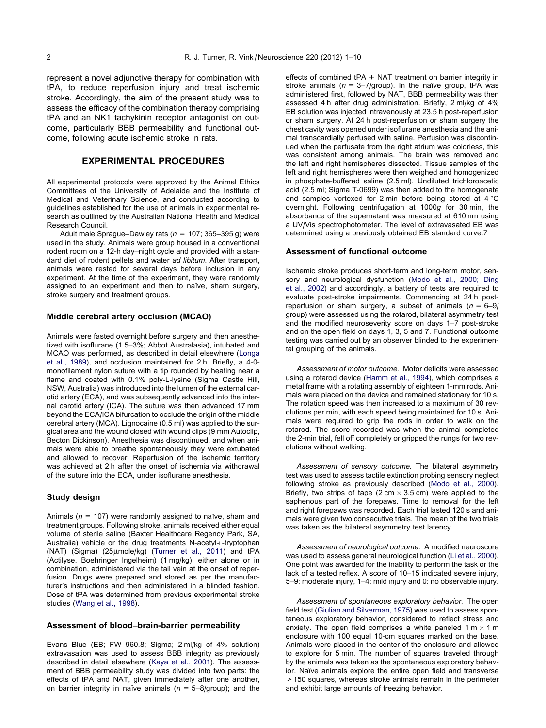represent a novel adjunctive therapy for combination with tPA, to reduce reperfusion injury and treat ischemic stroke. Accordingly, the aim of the present study was to assess the efficacy of the combination therapy comprising tPA and an NK1 tachykinin receptor antagonist on outcome, particularly BBB permeability and functional outcome, following acute ischemic stroke in rats.

## EXPERIMENTAL PROCEDURES

All experimental protocols were approved by the Animal Ethics Committees of the University of Adelaide and the Institute of Medical and Veterinary Science, and conducted according to guidelines established for the use of animals in experimental research as outlined by the Australian National Health and Medical Research Council.

Adult male Sprague–Dawley rats ($n = 107$; 365–395 g) were used in the study. Animals were group housed in a conventional rodent room on a 12-h day–night cycle and provided with a standard diet of rodent pellets and water *ad libitum*. After transport, animals were rested for several days before inclusion in any experiment. At the time of the experiment, they were randomly assigned to an experiment and then to naïve, sham surgery, stroke surgery and treatment groups.

### Middle cerebral artery occlusion (MCAO)

Animals were fasted overnight before surgery and then anesthetized with isoflurane (1.5–3%; Abbot Australasia), intubated and MCAO was performed, as described in detail elsewhere (Longa et al., 1989), and occlusion maintained for 2 h. Briefly, a 4-0-monofilament nylon suture with a tip rounded by heating near a flame and coated with 0.1% poly-L-lysine (Sigma Castle Hill, NSW, Australia) was introduced into the lumen of the external carotid artery (ECA), and was subsequently advanced into the internal carotid artery (ICA). The suture was then advanced 17 mm beyond the ECA/ICA bifurcation to occlude the origin of the middle cerebral artery (MCA). Lignocaine (0.5 ml) was applied to the surgical area and the wound closed with wound clips (9 mm Autoclip, Becton Dickinson). Anesthesia was discontinued, and when animals were able to breathe spontaneously they were extubated and allowed to recover. Reperfusion of the ischemic territory was achieved at 2 h after the onset of ischemia via withdrawal of the suture into the ECA, under isoflurane anesthesia.

### Study design

Animals ($n = 107$) were randomly assigned to naïve, sham and treatment groups. Following stroke, animals received either equal volume of sterile saline (Baxter Healthcare Regency Park, SA, Australia) vehicle or the drug treatments N-acetyl-L-tryptophan (NAT) (Sigma) (25μmole/kg) (Turner et al., 2011) and tPA (Actilyse, Boehringer Ingelheim) (1 mg/kg), either alone or in combination, administered via the tail vein at the onset of reperfusion. Drugs were prepared and stored as per the manufacturer's instructions and then administered in a blinded fashion. Dose of tPA was determined from previous experimental stroke studies (Wang et al., 1998).

### Assessment of blood–brain-barrier permeability

Evans Blue (EB; FW 960.8; Sigma; 2 ml/kg of 4% solution) extravasation was used to assess BBB integrity as previously described in detail elsewhere (Kaya et al., 2001). The assessment of BBB permeability study was divided into two parts: the effects of tPA and NAT, given immediately after one another, on barrier integrity in naïve animals ($n = 5$–8/group); and the effects of combined tPA + NAT treatment on barrier integrity in stroke animals ($n = 3$–7/group). In the naïve group, tPA was administered first, followed by NAT, BBB permeability was then assessed 4 h after drug administration. Briefly, 2 ml/kg of 4% EB solution was injected intravenously at 23.5 h post-reperfusion or sham surgery. At 24 h post-reperfusion or sham surgery the chest cavity was opened under isoflurane anesthesia and the animal transcardially perfused with saline. Perfusion was discontinued when the perfusate from the right atrium was colorless, this was consistent among animals. The brain was removed and the left and right hemispheres dissected. Tissue samples of the left and right hemispheres were then weighed and homogenized in phosphate-buffered saline (2.5 ml). Undiluted trichloroacetic acid (2.5 ml; Sigma T-0699) was then added to the homogenate and samples vortexed for 2 min before being stored at 4 °C overnight. Following centrifugation at 1000*g* for 30 min, the absorbance of the supernatant was measured at 610 nm using a UV/Vis spectrophotometer. The level of extravasated EB was determined using a previously obtained EB standard curve.7

### Assessment of functional outcome

Ischemic stroke produces short-term and long-term motor, sensory and neurological dysfunction (Modo et al., 2000; Ding et al., 2002) and accordingly, a battery of tests are required to evaluate post-stroke impairments. Commencing at 24 h post-reperfusion or sham surgery, a subset of animals ($n = 6$–9/group) were assessed using the rotarod, bilateral asymmetry test and the modified neuroseverity score on days 1–7 post-stroke and on the open field on days 1, 3, 5 and 7. Functional outcome testing was carried out by an observer blinded to the experimental grouping of the animals.

*Assessment of motor outcome.* Motor deficits were assessed using a rotarod device (Hamm et al., 1994), which comprises a metal frame with a rotating assembly of eighteen 1-mm rods. Animals were placed on the device and remained stationary for 10 s. The rotation speed was then increased to a maximum of 30 revolutions per min, with each speed being maintained for 10 s. Animals were required to grip the rods in order to walk on the rotarod. The score recorded was when the animal completed the 2-min trial, fell off completely or gripped the rungs for two revolutions without walking.

*Assessment of sensory outcome.* The bilateral asymmetry test was used to assess tactile extinction probing sensory neglect following stroke as previously described (Modo et al., 2000). Briefly, two strips of tape (2 cm × 3.5 cm) were applied to the saphenous part of the forepaws. Time to removal for the left and right forepaws was recorded. Each trial lasted 120 s and animals were given two consecutive trials. The mean of the two trials was taken as the bilateral asymmetry test latency.

*Assessment of neurological outcome.* A modified neuroscore was used to assess general neurological function (Li et al., 2000). One point was awarded for the inability to perform the task or the lack of a tested reflex. A score of 10–15 indicated severe injury, 5–9: moderate injury, 1–4: mild injury and 0: no observable injury.

*Assessment of spontaneous exploratory behavior.* The open field test (Giulian and Silverman, 1975) was used to assess spontaneous exploratory behavior, considered to reflect stress and anxiety. The open field comprises a white paneled 1 m × 1 m enclosure with 100 equal 10-cm squares marked on the base. Animals were placed in the center of the enclosure and allowed to explore for 5 min. The number of squares traveled through by the animals was taken as the spontaneous exploratory behavior. Naïve animals explore the entire open field and transverse > 150 squares, whereas stroke animals remain in the perimeter and exhibit large amounts of freezing behavior.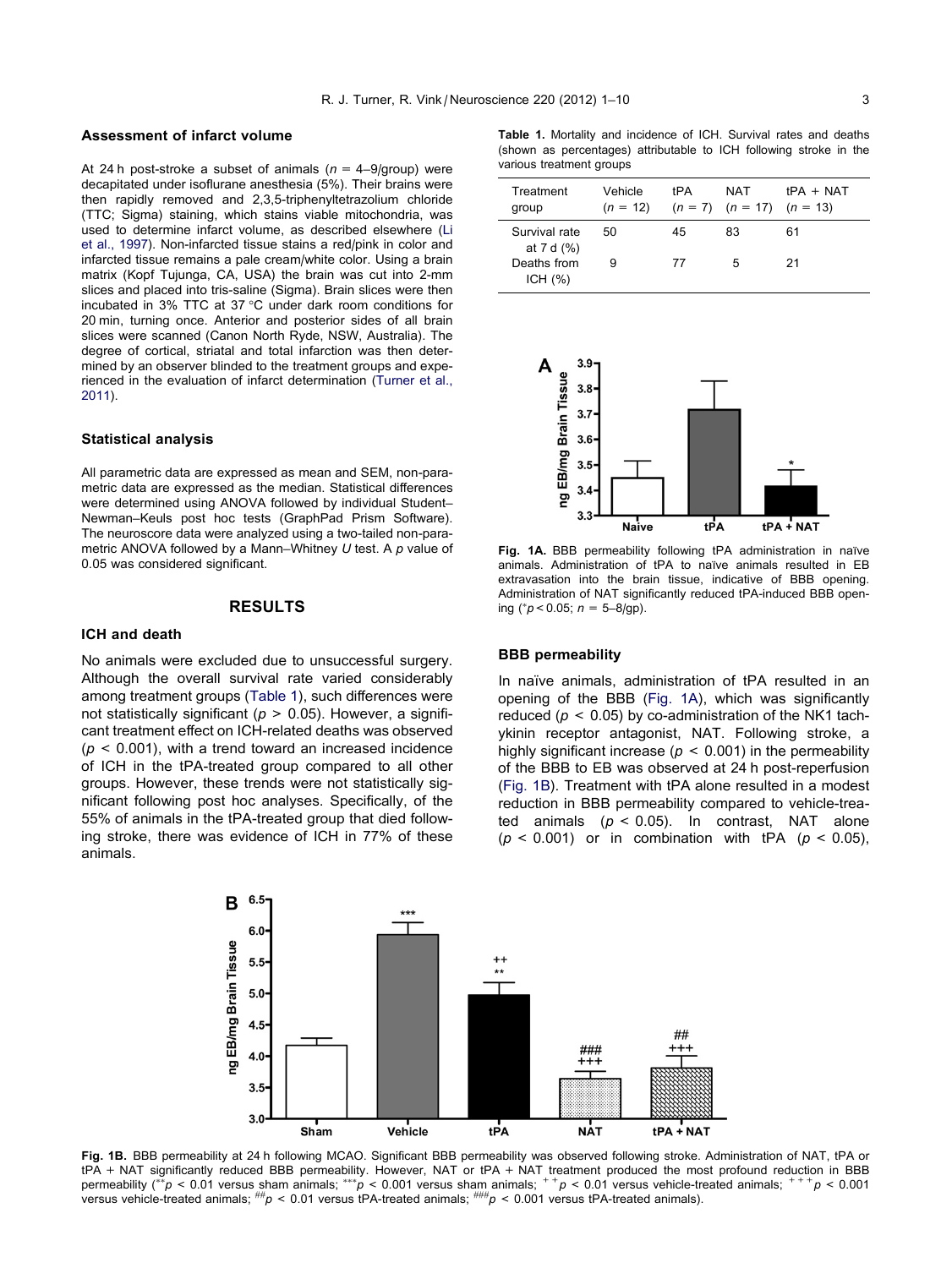## Assessment of infarct volume

At 24 h post-stroke a subset of animals ($n$ = 4–9/group) were decapitated under isoflurane anesthesia (5%). Their brains were then rapidly removed and 2,3,5-triphenyltetrazolium chloride (TTC; Sigma) staining, which stains viable mitochondria, was used to determine infarct volume, as described elsewhere (Li et al., 1997). Non-infarcted tissue stains a red/pink in color and infarcted tissue remains a pale cream/white color. Using a brain matrix (Kopf Tujunga, CA, USA) the brain was cut into 2-mm slices and placed into tris-saline (Sigma). Brain slices were then incubated in 3% TTC at 37 °C under dark room conditions for 20 min, turning once. Anterior and posterior sides of all brain slices were scanned (Canon North Ryde, NSW, Australia). The degree of cortical, striatal and total infarction was then determined by an observer blinded to the treatment groups and experienced in the evaluation of infarct determination (Turner et al., 2011).

## Statistical analysis

All parametric data are expressed as mean and SEM, non-parametric data are expressed as the median. Statistical differences were determined using ANOVA followed by individual Student–Newman–Keuls post hoc tests (GraphPad Prism Software). The neuroscore data were analyzed using a two-tailed non-parametric ANOVA followed by a Mann–Whitney $U$ test. A $p$ value of 0.05 was considered significant.

# RESULTS

## ICH and death

No animals were excluded due to unsuccessful surgery. Although the overall survival rate varied considerably among treatment groups (Table 1), such differences were not statistically significant ($p > 0.05$). However, a significant treatment effect on ICH-related deaths was observed ($p < 0.001$), with a trend toward an increased incidence of ICH in the tPA-treated group compared to all other groups. However, these trends were not statistically significant following post hoc analyses. Specifically, of the 55% of animals in the tPA-treated group that died following stroke, there was evidence of ICH in 77% of these animals.

**Table 1.** Mortality and incidence of ICH. Survival rates and deaths (shown as percentages) attributable to ICH following stroke in the various treatment groups

| Treatment group | Vehicle ($n$ = 12) | tPA ($n$ = 7) | NAT ($n$ = 17) | tPA + NAT ($n$ = 13) |
|---|---|---|---|---|
| Survival rate at 7 d (%) | 50 | 45 | 83 | 61 |
| Deaths from ICH (%) | 9 | 77 | 5 | 21 |

**Fig. 1A.** BBB permeability following tPA administration in naïve animals. Administration of tPA to naïve animals resulted in EB extravasation into the brain tissue, indicative of BBB opening. Administration of NAT significantly reduced tPA-induced BBB opening ($^{*}p < 0.05$; $n$ = 5–8/gp).

## BBB permeability

In naïve animals, administration of tPA resulted in an opening of the BBB (Fig. 1A), which was significantly reduced ($p < 0.05$) by co-administration of the NK1 tachykinin receptor antagonist, NAT. Following stroke, a highly significant increase ($p < 0.001$) in the permeability of the BBB to EB was observed at 24 h post-reperfusion (Fig. 1B). Treatment with tPA alone resulted in a modest reduction in BBB permeability compared to vehicle-treated animals ($p < 0.05$). In contrast, NAT alone ($p < 0.001$) or in combination with tPA ($p < 0.05$),

**Fig. 1B.** BBB permeability at 24 h following MCAO. Significant BBB permeability was observed following stroke. Administration of NAT, tPA or tPA + NAT significantly reduced BBB permeability. However, NAT or tPA + NAT treatment produced the most profound reduction in BBB permeability ($^{**}p < 0.01$ versus sham animals; $^{***}p < 0.001$ versus sham animals; $^{++}p < 0.01$ versus vehicle-treated animals; $^{+++}p < 0.001$ versus vehicle-treated animals; $^{\#\#}p < 0.01$ versus tPA-treated animals; $^{\#\#\#}p < 0.001$ versus tPA-treated animals).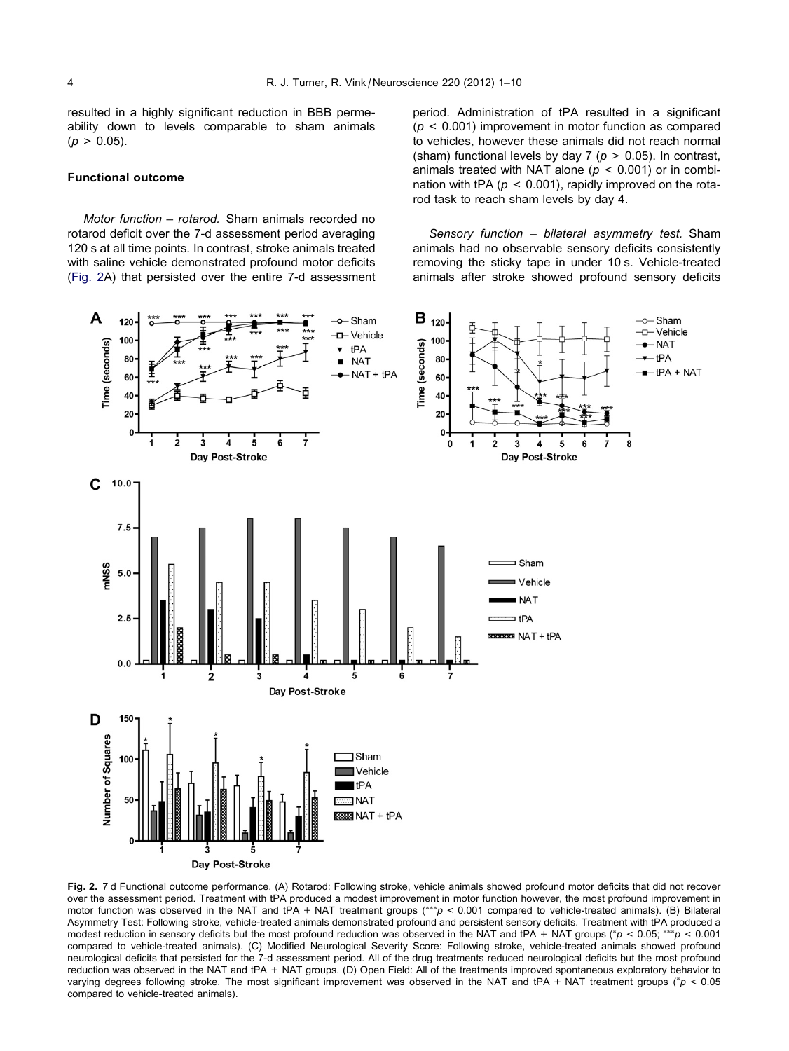resulted in a highly significant reduction in BBB permeability down to levels comparable to sham animals ($p > 0.05$).

### Functional outcome

*Motor function – rotarod.* Sham animals recorded no rotarod deficit over the 7-d assessment period averaging 120 s at all time points. In contrast, stroke animals treated with saline vehicle demonstrated profound motor deficits (Fig. 2A) that persisted over the entire 7-d assessment period. Administration of tPA resulted in a significant ($p < 0.001$) improvement in motor function as compared to vehicles, however these animals did not reach normal (sham) functional levels by day 7 ($p > 0.05$). In contrast, animals treated with NAT alone ($p < 0.001$) or in combination with tPA ($p < 0.001$), rapidly improved on the rotarod task to reach sham levels by day 4.

*Sensory function – bilateral asymmetry test.* Sham animals had no observable sensory deficits consistently removing the sticky tape in under 10 s. Vehicle-treated animals after stroke showed profound sensory deficits

**Fig. 2.** 7 d Functional outcome performance. (A) Rotarod: Following stroke, vehicle animals showed profound motor deficits that did not recover over the assessment period. Treatment with tPA produced a modest improvement in motor function however, the most profound improvement in motor function was observed in the NAT and tPA + NAT treatment groups (***$p < 0.001$ compared to vehicle-treated animals). (B) Bilateral Asymmetry Test: Following stroke, vehicle-treated animals demonstrated profound and persistent sensory deficits. Treatment with tPA produced a modest reduction in sensory deficits but the most profound reduction was observed in the NAT and tPA + NAT groups (*$p < 0.05$; ***$p < 0.001$ compared to vehicle-treated animals). (C) Modified Neurological Severity Score: Following stroke, vehicle-treated animals showed profound neurological deficits that persisted for the 7-d assessment period. All of the drug treatments reduced neurological deficits but the most profound reduction was observed in the NAT and tPA + NAT groups. (D) Open Field: All of the treatments improved spontaneous exploratory behavior to varying degrees following stroke. The most significant improvement was observed in the NAT and tPA + NAT treatment groups (*$p < 0.05$ compared to vehicle-treated animals).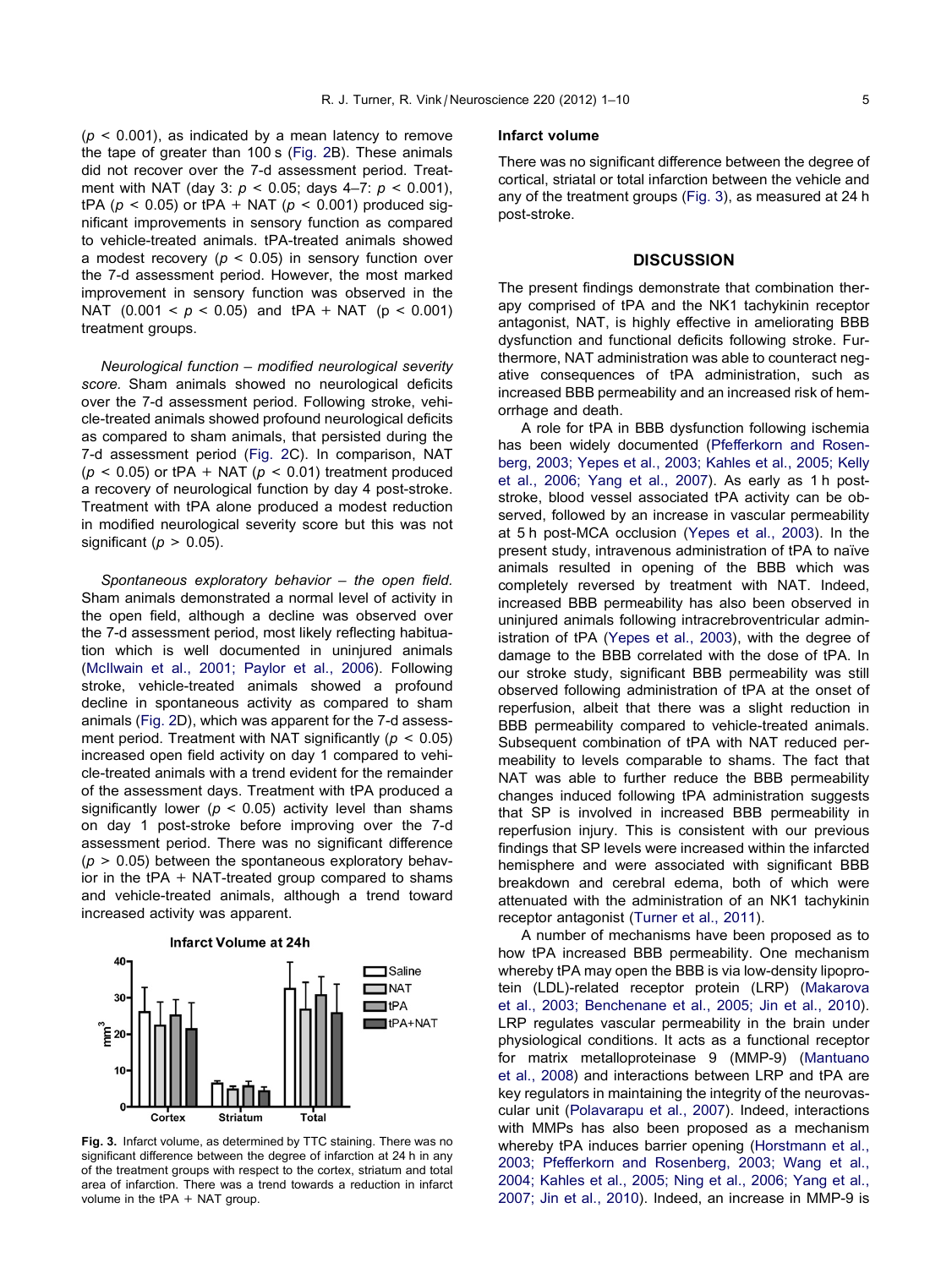($p < 0.001$), as indicated by a mean latency to remove the tape of greater than 100 s (Fig. 2B). These animals did not recover over the 7-d assessment period. Treatment with NAT (day 3: $p < 0.05$; days 4–7: $p < 0.001$), tPA ($p < 0.05$) or tPA + NAT ($p < 0.001$) produced significant improvements in sensory function as compared to vehicle-treated animals. tPA-treated animals showed a modest recovery ($p < 0.05$) in sensory function over the 7-d assessment period. However, the most marked improvement in sensory function was observed in the NAT ($0.001 < p < 0.05$) and tPA + NAT ($p < 0.001$) treatment groups.

*Neurological function – modified neurological severity score.* Sham animals showed no neurological deficits over the 7-d assessment period. Following stroke, vehicle-treated animals showed profound neurological deficits as compared to sham animals, that persisted during the 7-d assessment period (Fig. 2C). In comparison, NAT ($p < 0.05$) or tPA + NAT ($p < 0.01$) treatment produced a recovery of neurological function by day 4 post-stroke. Treatment with tPA alone produced a modest reduction in modified neurological severity score but this was not significant ($p > 0.05$).

*Spontaneous exploratory behavior – the open field.* Sham animals demonstrated a normal level of activity in the open field, although a decline was observed over the 7-d assessment period, most likely reflecting habituation which is well documented in uninjured animals (McIlwain et al., 2001; Paylor et al., 2006). Following stroke, vehicle-treated animals showed a profound decline in spontaneous activity as compared to sham animals (Fig. 2D), which was apparent for the 7-d assessment period. Treatment with NAT significantly ($p < 0.05$) increased open field activity on day 1 compared to vehicle-treated animals with a trend evident for the remainder of the assessment days. Treatment with tPA produced a significantly lower ($p < 0.05$) activity level than shams on day 1 post-stroke before improving over the 7-d assessment period. There was no significant difference ($p > 0.05$) between the spontaneous exploratory behavior in the tPA + NAT-treated group compared to shams and vehicle-treated animals, although a trend toward increased activity was apparent.

**Fig. 3.** Infarct volume, as determined by TTC staining. There was no significant difference between the degree of infarction at 24 h in any of the treatment groups with respect to the cortex, striatum and total area of infarction. There was a trend towards a reduction in infarct volume in the tPA + NAT group.

### Infarct volume

There was no significant difference between the degree of cortical, striatal or total infarction between the vehicle and any of the treatment groups (Fig. 3), as measured at 24 h post-stroke.

## DISCUSSION

The present findings demonstrate that combination therapy comprised of tPA and the NK1 tachykinin receptor antagonist, NAT, is highly effective in ameliorating BBB dysfunction and functional deficits following stroke. Furthermore, NAT administration was able to counteract negative consequences of tPA administration, such as increased BBB permeability and an increased risk of hemorrhage and death.

A role for tPA in BBB dysfunction following ischemia has been widely documented (Pfefferkorn and Rosenberg, 2003; Yepes et al., 2003; Kahles et al., 2005; Kelly et al., 2006; Yang et al., 2007). As early as 1 h post-stroke, blood vessel associated tPA activity can be observed, followed by an increase in vascular permeability at 5 h post-MCA occlusion (Yepes et al., 2003). In the present study, intravenous administration of tPA to naïve animals resulted in opening of the BBB which was completely reversed by treatment with NAT. Indeed, increased BBB permeability has also been observed in uninjured animals following intracrebroventricular administration of tPA (Yepes et al., 2003), with the degree of damage to the BBB correlated with the dose of tPA. In our stroke study, significant BBB permeability was still observed following administration of tPA at the onset of reperfusion, albeit that there was a slight reduction in BBB permeability compared to vehicle-treated animals. Subsequent combination of tPA with NAT reduced permeability to levels comparable to shams. The fact that NAT was able to further reduce the BBB permeability changes induced following tPA administration suggests that SP is involved in increased BBB permeability in reperfusion injury. This is consistent with our previous findings that SP levels were increased within the infarcted hemisphere and were associated with significant BBB breakdown and cerebral edema, both of which were attenuated with the administration of an NK1 tachykinin receptor antagonist (Turner et al., 2011).

A number of mechanisms have been proposed as to how tPA increased BBB permeability. One mechanism whereby tPA may open the BBB is via low-density lipoprotein (LDL)-related receptor protein (LRP) (Makarova et al., 2003; Benchenane et al., 2005; Jin et al., 2010). LRP regulates vascular permeability in the brain under physiological conditions. It acts as a functional receptor for matrix metalloproteinase 9 (MMP-9) (Mantuano et al., 2008) and interactions between LRP and tPA are key regulators in maintaining the integrity of the neurovascular unit (Polavarapu et al., 2007). Indeed, interactions with MMPs has also been proposed as a mechanism whereby tPA induces barrier opening (Horstmann et al., 2003; Pfefferkorn and Rosenberg, 2003; Wang et al., 2004; Kahles et al., 2005; Ning et al., 2006; Yang et al., 2007; Jin et al., 2010). Indeed, an increase in MMP-9 is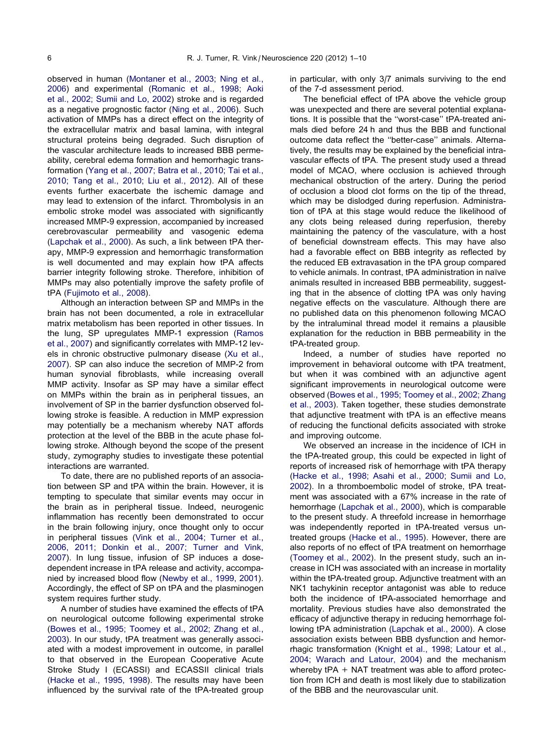observed in human (Montaner et al., 2003; Ning et al., 2006) and experimental (Romanic et al., 1998; Aoki et al., 2002; Sumii and Lo, 2002) stroke and is regarded as a negative prognostic factor (Ning et al., 2006). Such activation of MMPs has a direct effect on the integrity of the extracellular matrix and basal lamina, with integral structural proteins being degraded. Such disruption of the vascular architecture leads to increased BBB permeability, cerebral edema formation and hemorrhagic transformation (Yang et al., 2007; Batra et al., 2010; Tai et al., 2010; Tang et al., 2010; Liu et al., 2012). All of these events further exacerbate the ischemic damage and may lead to extension of the infarct. Thrombolysis in an embolic stroke model was associated with significantly increased MMP-9 expression, accompanied by increased cerebrovascular permeability and vasogenic edema (Lapchak et al., 2000). As such, a link between tPA therapy, MMP-9 expression and hemorrhagic transformation is well documented and may explain how tPA affects barrier integrity following stroke. Therefore, inhibition of MMPs may also potentially improve the safety profile of tPA (Fujimoto et al., 2008).

Although an interaction between SP and MMPs in the brain has not been documented, a role in extracellular matrix metabolism has been reported in other tissues. In the lung, SP upregulates MMP-1 expression (Ramos et al., 2007) and significantly correlates with MMP-12 levels in chronic obstructive pulmonary disease (Xu et al., 2007). SP can also induce the secretion of MMP-2 from human synovial fibroblasts, while increasing overall MMP activity. Insofar as SP may have a similar effect on MMPs within the brain as in peripheral tissues, an involvement of SP in the barrier dysfunction observed following stroke is feasible. A reduction in MMP expression may potentially be a mechanism whereby NAT affords protection at the level of the BBB in the acute phase following stroke. Although beyond the scope of the present study, zymography studies to investigate these potential interactions are warranted.

To date, there are no published reports of an association between SP and tPA within the brain. However, it is tempting to speculate that similar events may occur in the brain as in peripheral tissue. Indeed, neurogenic inflammation has recently been demonstrated to occur in the brain following injury, once thought only to occur in peripheral tissues (Vink et al., 2004; Turner et al., 2006, 2011; Donkin et al., 2007; Turner and Vink, 2007). In lung tissue, infusion of SP induces a dose-dependent increase in tPA release and activity, accompanied by increased blood flow (Newby et al., 1999, 2001). Accordingly, the effect of SP on tPA and the plasminogen system requires further study.

A number of studies have examined the effects of tPA on neurological outcome following experimental stroke (Bowes et al., 1995; Toomey et al., 2002; Zhang et al., 2003). In our study, tPA treatment was generally associated with a modest improvement in outcome, in parallel to that observed in the European Cooperative Acute Stroke Study I (ECASSI) and ECASSII clinical trials (Hacke et al., 1995, 1998). The results may have been influenced by the survival rate of the tPA-treated group in particular, with only 3/7 animals surviving to the end of the 7-d assessment period.

The beneficial effect of tPA above the vehicle group was unexpected and there are several potential explanations. It is possible that the ''worst-case'' tPA-treated animals died before 24 h and thus the BBB and functional outcome data reflect the ''better-case'' animals. Alternatively, the results may be explained by the beneficial intravascular effects of tPA. The present study used a thread model of MCAO, where occlusion is achieved through mechanical obstruction of the artery. During the period of occlusion a blood clot forms on the tip of the thread, which may be dislodged during reperfusion. Administration of tPA at this stage would reduce the likelihood of any clots being released during reperfusion, thereby maintaining the patency of the vasculature, with a host of beneficial downstream effects. This may have also had a favorable effect on BBB integrity as reflected by the reduced EB extravasation in the tPA group compared to vehicle animals. In contrast, tPA administration in naïve animals resulted in increased BBB permeability, suggesting that in the absence of clotting tPA was only having negative effects on the vasculature. Although there are no published data on this phenomenon following MCAO by the intraluminal thread model it remains a plausible explanation for the reduction in BBB permeability in the tPA-treated group.

Indeed, a number of studies have reported no improvement in behavioral outcome with tPA treatment, but when it was combined with an adjunctive agent significant improvements in neurological outcome were observed (Bowes et al., 1995; Toomey et al., 2002; Zhang et al., 2003). Taken together, these studies demonstrate that adjunctive treatment with tPA is an effective means of reducing the functional deficits associated with stroke and improving outcome.

We observed an increase in the incidence of ICH in the tPA-treated group, this could be expected in light of reports of increased risk of hemorrhage with tPA therapy (Hacke et al., 1998; Asahi et al., 2000; Sumii and Lo, 2002). In a thromboembolic model of stroke, tPA treatment was associated with a 67% increase in the rate of hemorrhage (Lapchak et al., 2000), which is comparable to the present study. A threefold increase in hemorrhage was independently reported in tPA-treated versus untreated groups (Hacke et al., 1995). However, there are also reports of no effect of tPA treatment on hemorrhage (Toomey et al., 2002). In the present study, such an increase in ICH was associated with an increase in mortality within the tPA-treated group. Adjunctive treatment with an NK1 tachykinin receptor antagonist was able to reduce both the incidence of tPA-associated hemorrhage and mortality. Previous studies have also demonstrated the efficacy of adjunctive therapy in reducing hemorrhage following tPA administration (Lapchak et al., 2000). A close association exists between BBB dysfunction and hemorrhagic transformation (Knight et al., 1998; Latour et al., 2004; Warach and Latour, 2004) and the mechanism whereby tPA + NAT treatment was able to afford protection from ICH and death is most likely due to stabilization of the BBB and the neurovascular unit.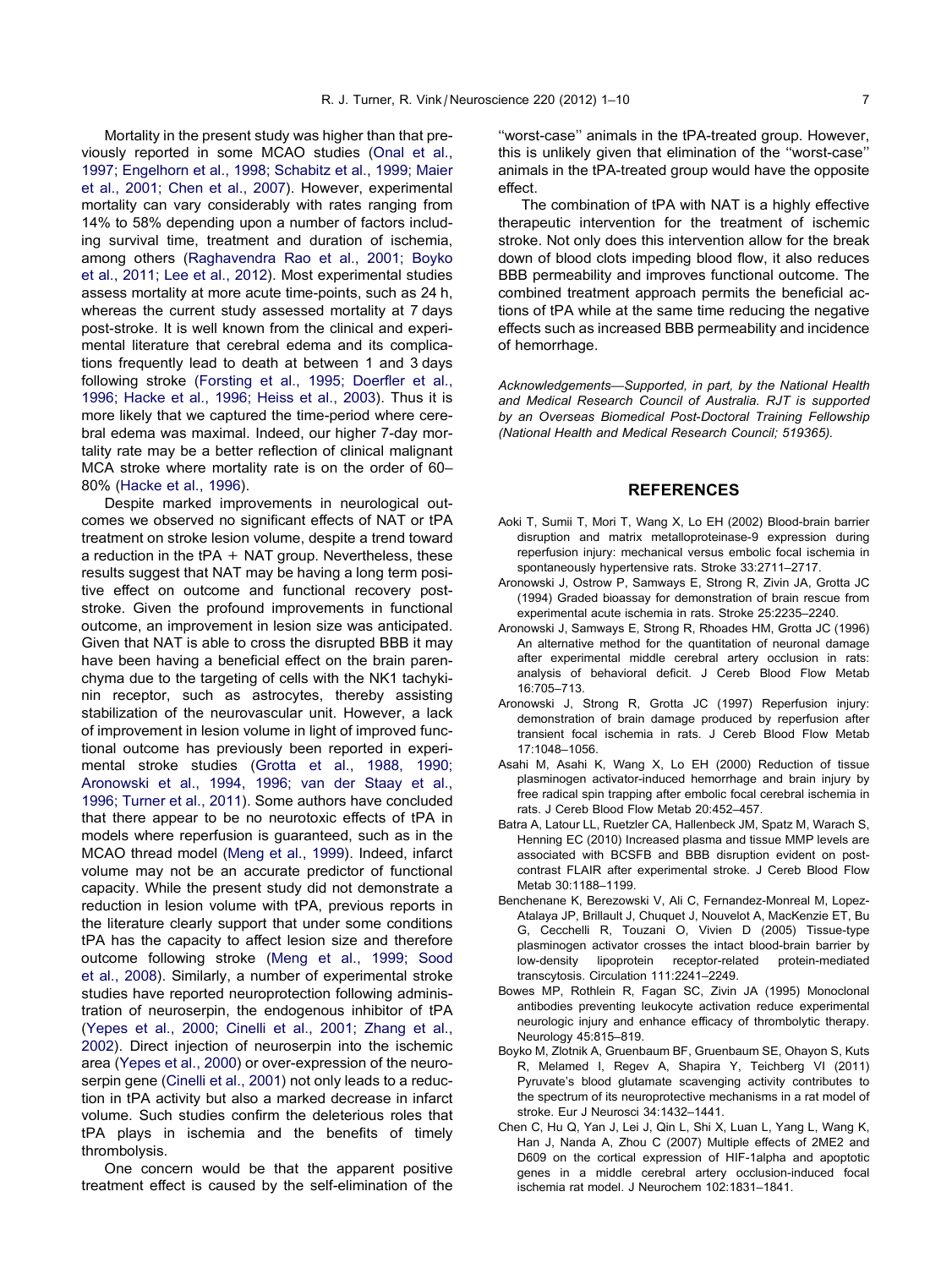Mortality in the present study was higher than that previously reported in some MCAO studies (Onal et al., 1997; Engelhorn et al., 1998; Schabitz et al., 1999; Maier et al., 2001; Chen et al., 2007). However, experimental mortality can vary considerably with rates ranging from 14% to 58% depending upon a number of factors including survival time, treatment and duration of ischemia, among others (Raghavendra Rao et al., 2001; Boyko et al., 2011; Lee et al., 2012). Most experimental studies assess mortality at more acute time-points, such as 24 h, whereas the current study assessed mortality at 7 days post-stroke. It is well known from the clinical and experimental literature that cerebral edema and its complications frequently lead to death at between 1 and 3 days following stroke (Forsting et al., 1995; Doerfler et al., 1996; Hacke et al., 1996; Heiss et al., 2003). Thus it is more likely that we captured the time-period where cerebral edema was maximal. Indeed, our higher 7-day mortality rate may be a better reflection of clinical malignant MCA stroke where mortality rate is on the order of 60–80% (Hacke et al., 1996).

Despite marked improvements in neurological outcomes we observed no significant effects of NAT or tPA treatment on stroke lesion volume, despite a trend toward a reduction in the tPA + NAT group. Nevertheless, these results suggest that NAT may be having a long term positive effect on outcome and functional recovery post-stroke. Given the profound improvements in functional outcome, an improvement in lesion size was anticipated. Given that NAT is able to cross the disrupted BBB it may have been having a beneficial effect on the brain parenchyma due to the targeting of cells with the NK1 tachykinin receptor, such as astrocytes, thereby assisting stabilization of the neurovascular unit. However, a lack of improvement in lesion volume in light of improved functional outcome has previously been reported in experimental stroke studies (Grotta et al., 1988, 1990; Aronowski et al., 1994, 1996; van der Staay et al., 1996; Turner et al., 2011). Some authors have concluded that there appear to be no neurotoxic effects of tPA in models where reperfusion is guaranteed, such as in the MCAO thread model (Meng et al., 1999). Indeed, infarct volume may not be an accurate predictor of functional capacity. While the present study did not demonstrate a reduction in lesion volume with tPA, previous reports in the literature clearly support that under some conditions tPA has the capacity to affect lesion size and therefore outcome following stroke (Meng et al., 1999; Sood et al., 2008). Similarly, a number of experimental stroke studies have reported neuroprotection following administration of neuroserpin, the endogenous inhibitor of tPA (Yepes et al., 2000; Cinelli et al., 2001; Zhang et al., 2002). Direct injection of neuroserpin into the ischemic area (Yepes et al., 2000) or over-expression of the neuroserpin gene (Cinelli et al., 2001) not only leads to a reduction in tPA activity but also a marked decrease in infarct volume. Such studies confirm the deleterious roles that tPA plays in ischemia and the benefits of timely thrombolysis.

One concern would be that the apparent positive treatment effect is caused by the self-elimination of the "worst-case" animals in the tPA-treated group. However, this is unlikely given that elimination of the "worst-case" animals in the tPA-treated group would have the opposite effect.

The combination of tPA with NAT is a highly effective therapeutic intervention for the treatment of ischemic stroke. Not only does this intervention allow for the break down of blood clots impeding blood flow, it also reduces BBB permeability and improves functional outcome. The combined treatment approach permits the beneficial actions of tPA while at the same time reducing the negative effects such as increased BBB permeability and incidence of hemorrhage.

*Acknowledgements—Supported, in part, by the National Health and Medical Research Council of Australia. RJT is supported by an Overseas Biomedical Post-Doctoral Training Fellowship (National Health and Medical Research Council; 519365).*

## REFERENCES

- Aoki T, Sumii T, Mori T, Wang X, Lo EH (2002) Blood-brain barrier disruption and matrix metalloproteinase-9 expression during reperfusion injury: mechanical versus embolic focal ischemia in spontaneously hypertensive rats. Stroke 33:2711–2717.
- Aronowski J, Ostrow P, Samways E, Strong R, Zivin JA, Grotta JC (1994) Graded bioassay for demonstration of brain rescue from experimental acute ischemia in rats. Stroke 25:2235–2240.
- Aronowski J, Samways E, Strong R, Rhoades HM, Grotta JC (1996) An alternative method for the quantitation of neuronal damage after experimental middle cerebral artery occlusion in rats: analysis of behavioral deficit. J Cereb Blood Flow Metab 16:705–713.
- Aronowski J, Strong R, Grotta JC (1997) Reperfusion injury: demonstration of brain damage produced by reperfusion after transient focal ischemia in rats. J Cereb Blood Flow Metab 17:1048–1056.
- Asahi M, Asahi K, Wang X, Lo EH (2000) Reduction of tissue plasminogen activator-induced hemorrhage and brain injury by free radical spin trapping after embolic focal cerebral ischemia in rats. J Cereb Blood Flow Metab 20:452–457.
- Batra A, Latour LL, Ruetzler CA, Hallenbeck JM, Spatz M, Warach S, Henning EC (2010) Increased plasma and tissue MMP levels are associated with BCSFB and BBB disruption evident on post-contrast FLAIR after experimental stroke. J Cereb Blood Flow Metab 30:1188–1199.
- Benchenane K, Berezowski V, Ali C, Fernandez-Monreal M, Lopez-Atalaya JP, Brillault J, Chuquet J, Nouvelot A, MacKenzie ET, Bu G, Cecchelli R, Touzani O, Vivien D (2005) Tissue-type plasminogen activator crosses the intact blood-brain barrier by low-density lipoprotein receptor-related protein-mediated transcytosis. Circulation 111:2241–2249.
- Bowes MP, Rothlein R, Fagan SC, Zivin JA (1995) Monoclonal antibodies preventing leukocyte activation reduce experimental neurologic injury and enhance efficacy of thrombolytic therapy. Neurology 45:815–819.
- Boyko M, Zlotnik A, Gruenbaum BF, Gruenbaum SE, Ohayon S, Kuts R, Melamed I, Regev A, Shapira Y, Teichberg VI (2011) Pyruvate's blood glutamate scavenging activity contributes to the spectrum of its neuroprotective mechanisms in a rat model of stroke. Eur J Neurosci 34:1432–1441.
- Chen C, Hu Q, Yan J, Lei J, Qin L, Shi X, Luan L, Yang L, Wang K, Han J, Nanda A, Zhou C (2007) Multiple effects of 2ME2 and D609 on the cortical expression of HIF-1alpha and apoptotic genes in a middle cerebral artery occlusion-induced focal ischemia rat model. J Neurochem 102:1831–1841.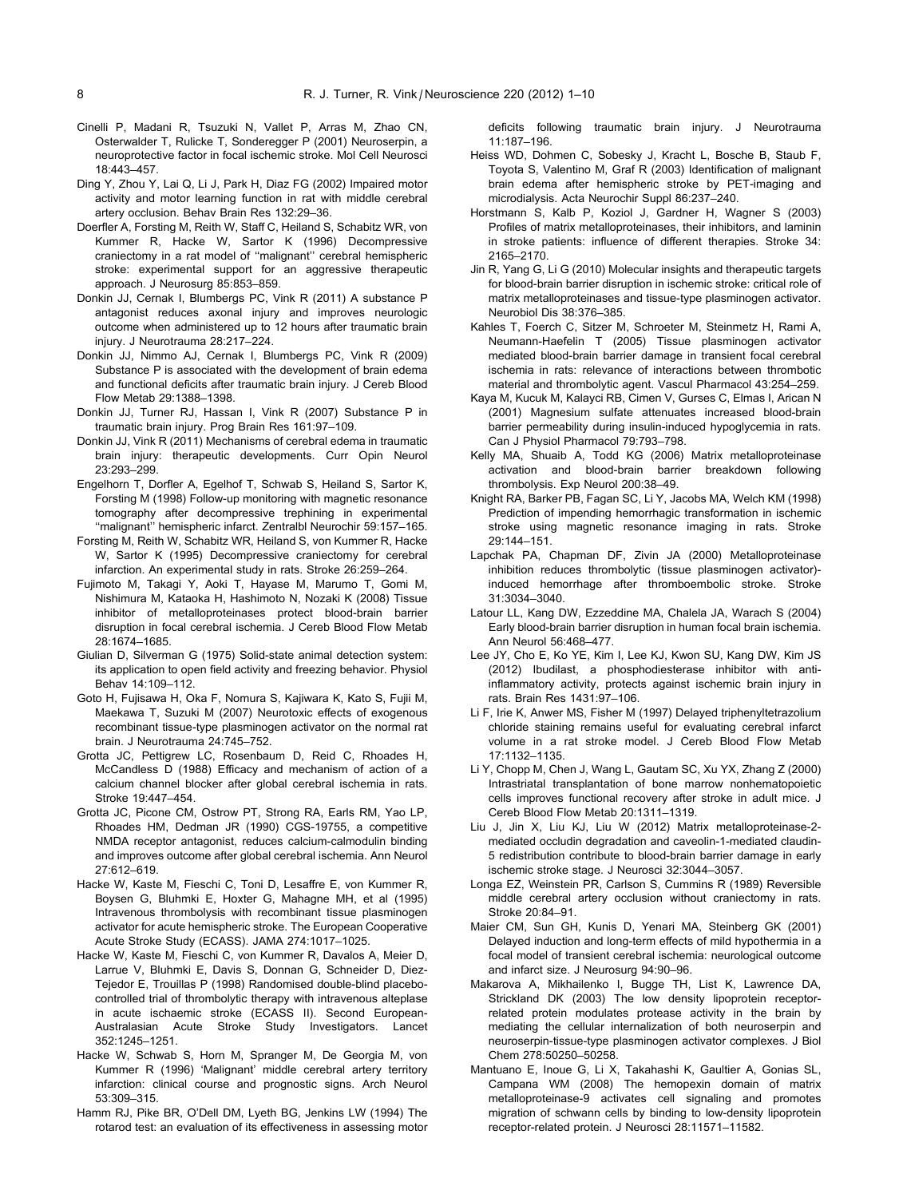Cinelli P, Madani R, Tsuzuki N, Vallet P, Arras M, Zhao CN, Osterwalder T, Rulicke T, Sonderegger P (2001) Neuroserpin, a neuroprotective factor in focal ischemic stroke. Mol Cell Neurosci 18:443–457.

Ding Y, Zhou Y, Lai Q, Li J, Park H, Diaz FG (2002) Impaired motor activity and motor learning function in rat with middle cerebral artery occlusion. Behav Brain Res 132:29–36.

Doerfler A, Forsting M, Reith W, Staff C, Heiland S, Schabitz WR, von Kummer R, Hacke W, Sartor K (1996) Decompressive craniectomy in a rat model of ''malignant'' cerebral hemispheric stroke: experimental support for an aggressive therapeutic approach. J Neurosurg 85:853–859.

Donkin JJ, Cernak I, Blumbergs PC, Vink R (2011) A substance P antagonist reduces axonal injury and improves neurologic outcome when administered up to 12 hours after traumatic brain injury. J Neurotrauma 28:217–224.

Donkin JJ, Nimmo AJ, Cernak I, Blumbergs PC, Vink R (2009) Substance P is associated with the development of brain edema and functional deficits after traumatic brain injury. J Cereb Blood Flow Metab 29:1388–1398.

Donkin JJ, Turner RJ, Hassan I, Vink R (2007) Substance P in traumatic brain injury. Prog Brain Res 161:97–109.

Donkin JJ, Vink R (2011) Mechanisms of cerebral edema in traumatic brain injury: therapeutic developments. Curr Opin Neurol 23:293–299.

Engelhorn T, Dorfler A, Egelhof T, Schwab S, Heiland S, Sartor K, Forsting M (1998) Follow-up monitoring with magnetic resonance tomography after decompressive trephining in experimental ''malignant'' hemispheric infarct. Zentralbl Neurochir 59:157–165.

Forsting M, Reith W, Schabitz WR, Heiland S, von Kummer R, Hacke W, Sartor K (1995) Decompressive craniectomy for cerebral infarction. An experimental study in rats. Stroke 26:259–264.

Fujimoto M, Takagi Y, Aoki T, Hayase M, Marumo T, Gomi M, Nishimura M, Kataoka H, Hashimoto N, Nozaki K (2008) Tissue inhibitor of metalloproteinases protect blood-brain barrier disruption in focal cerebral ischemia. J Cereb Blood Flow Metab 28:1674–1685.

Giulian D, Silverman G (1975) Solid-state animal detection system: its application to open field activity and freezing behavior. Physiol Behav 14:109–112.

Goto H, Fujisawa H, Oka F, Nomura S, Kajiwara K, Kato S, Fujii M, Maekawa T, Suzuki M (2007) Neurotoxic effects of exogenous recombinant tissue-type plasminogen activator on the normal rat brain. J Neurotrauma 24:745–752.

Grotta JC, Pettigrew LC, Rosenbaum D, Reid C, Rhoades H, McCandless D (1988) Efficacy and mechanism of action of a calcium channel blocker after global cerebral ischemia in rats. Stroke 19:447–454.

Grotta JC, Picone CM, Ostrow PT, Strong RA, Earls RM, Yao LP, Rhoades HM, Dedman JR (1990) CGS-19755, a competitive NMDA receptor antagonist, reduces calcium-calmodulin binding and improves outcome after global cerebral ischemia. Ann Neurol 27:612–619.

Hacke W, Kaste M, Fieschi C, Toni D, Lesaffre E, von Kummer R, Boysen G, Bluhmki E, Hoxter G, Mahagne MH, et al (1995) Intravenous thrombolysis with recombinant tissue plasminogen activator for acute hemispheric stroke. The European Cooperative Acute Stroke Study (ECASS). JAMA 274:1017–1025.

Hacke W, Kaste M, Fieschi C, von Kummer R, Davalos A, Meier D, Larrue V, Bluhmki E, Davis S, Donnan G, Schneider D, Diez-Tejedor E, Trouillas P (1998) Randomised double-blind placebo-controlled trial of thrombolytic therapy with intravenous alteplase in acute ischaemic stroke (ECASS II). Second European-Australasian Acute Stroke Study Investigators. Lancet 352:1245–1251.

Hacke W, Schwab S, Horn M, Spranger M, De Georgia M, von Kummer R (1996) 'Malignant' middle cerebral artery territory infarction: clinical course and prognostic signs. Arch Neurol 53:309–315.

Hamm RJ, Pike BR, O'Dell DM, Lyeth BG, Jenkins LW (1994) The rotarod test: an evaluation of its effectiveness in assessing motor deficits following traumatic brain injury. J Neurotrauma 11:187–196.

Heiss WD, Dohmen C, Sobesky J, Kracht L, Bosche B, Staub F, Toyota S, Valentino M, Graf R (2003) Identification of malignant brain edema after hemispheric stroke by PET-imaging and microdialysis. Acta Neurochir Suppl 86:237–240.

Horstmann S, Kalb P, Koziol J, Gardner H, Wagner S (2003) Profiles of matrix metalloproteinases, their inhibitors, and laminin in stroke patients: influence of different therapies. Stroke 34: 2165–2170.

Jin R, Yang G, Li G (2010) Molecular insights and therapeutic targets for blood-brain barrier disruption in ischemic stroke: critical role of matrix metalloproteinases and tissue-type plasminogen activator. Neurobiol Dis 38:376–385.

Kahles T, Foerch C, Sitzer M, Schroeter M, Steinmetz H, Rami A, Neumann-Haefelin T (2005) Tissue plasminogen activator mediated blood-brain barrier damage in transient focal cerebral ischemia in rats: relevance of interactions between thrombotic material and thrombolytic agent. Vascul Pharmacol 43:254–259.

Kaya M, Kucuk M, Kalayci RB, Cimen V, Gurses C, Elmas I, Arican N (2001) Magnesium sulfate attenuates increased blood-brain barrier permeability during insulin-induced hypoglycemia in rats. Can J Physiol Pharmacol 79:793–798.

Kelly MA, Shuaib A, Todd KG (2006) Matrix metalloproteinase activation and blood-brain barrier breakdown following thrombolysis. Exp Neurol 200:38–49.

Knight RA, Barker PB, Fagan SC, Li Y, Jacobs MA, Welch KM (1998) Prediction of impending hemorrhagic transformation in ischemic stroke using magnetic resonance imaging in rats. Stroke 29:144–151.

Lapchak PA, Chapman DF, Zivin JA (2000) Metalloproteinase inhibition reduces thrombolytic (tissue plasminogen activator)-induced hemorrhage after thromboembolic stroke. Stroke 31:3034–3040.

Latour LL, Kang DW, Ezzeddine MA, Chalela JA, Warach S (2004) Early blood-brain barrier disruption in human focal brain ischemia. Ann Neurol 56:468–477.

Lee JY, Cho E, Ko YE, Kim I, Lee KJ, Kwon SU, Kang DW, Kim JS (2012) Ibudilast, a phosphodiesterase inhibitor with anti-inflammatory activity, protects against ischemic brain injury in rats. Brain Res 1431:97–106.

Li F, Irie K, Anwer MS, Fisher M (1997) Delayed triphenyltetrazolium chloride staining remains useful for evaluating cerebral infarct volume in a rat stroke model. J Cereb Blood Flow Metab 17:1132–1135.

Li Y, Chopp M, Chen J, Wang L, Gautam SC, Xu YX, Zhang Z (2000) Intrastriatal transplantation of bone marrow nonhematopoietic cells improves functional recovery after stroke in adult mice. J Cereb Blood Flow Metab 20:1311–1319.

Liu J, Jin X, Liu KJ, Liu W (2012) Matrix metalloproteinase-2-mediated occludin degradation and caveolin-1-mediated claudin-5 redistribution contribute to blood-brain barrier damage in early ischemic stroke stage. J Neurosci 32:3044–3057.

Longa EZ, Weinstein PR, Carlson S, Cummins R (1989) Reversible middle cerebral artery occlusion without craniectomy in rats. Stroke 20:84–91.

Maier CM, Sun GH, Kunis D, Yenari MA, Steinberg GK (2001) Delayed induction and long-term effects of mild hypothermia in a focal model of transient cerebral ischemia: neurological outcome and infarct size. J Neurosurg 94:90–96.

Makarova A, Mikhailenko I, Bugge TH, List K, Lawrence DA, Strickland DK (2003) The low density lipoprotein receptor-related protein modulates protease activity in the brain by mediating the cellular internalization of both neuroserpin and neuroserpin-tissue-type plasminogen activator complexes. J Biol Chem 278:50250–50258.

Mantuano E, Inoue G, Li X, Takahashi K, Gaultier A, Gonias SL, Campana WM (2008) The hemopexin domain of matrix metalloproteinase-9 activates cell signaling and promotes migration of schwann cells by binding to low-density lipoprotein receptor-related protein. J Neurosci 28:11571–11582.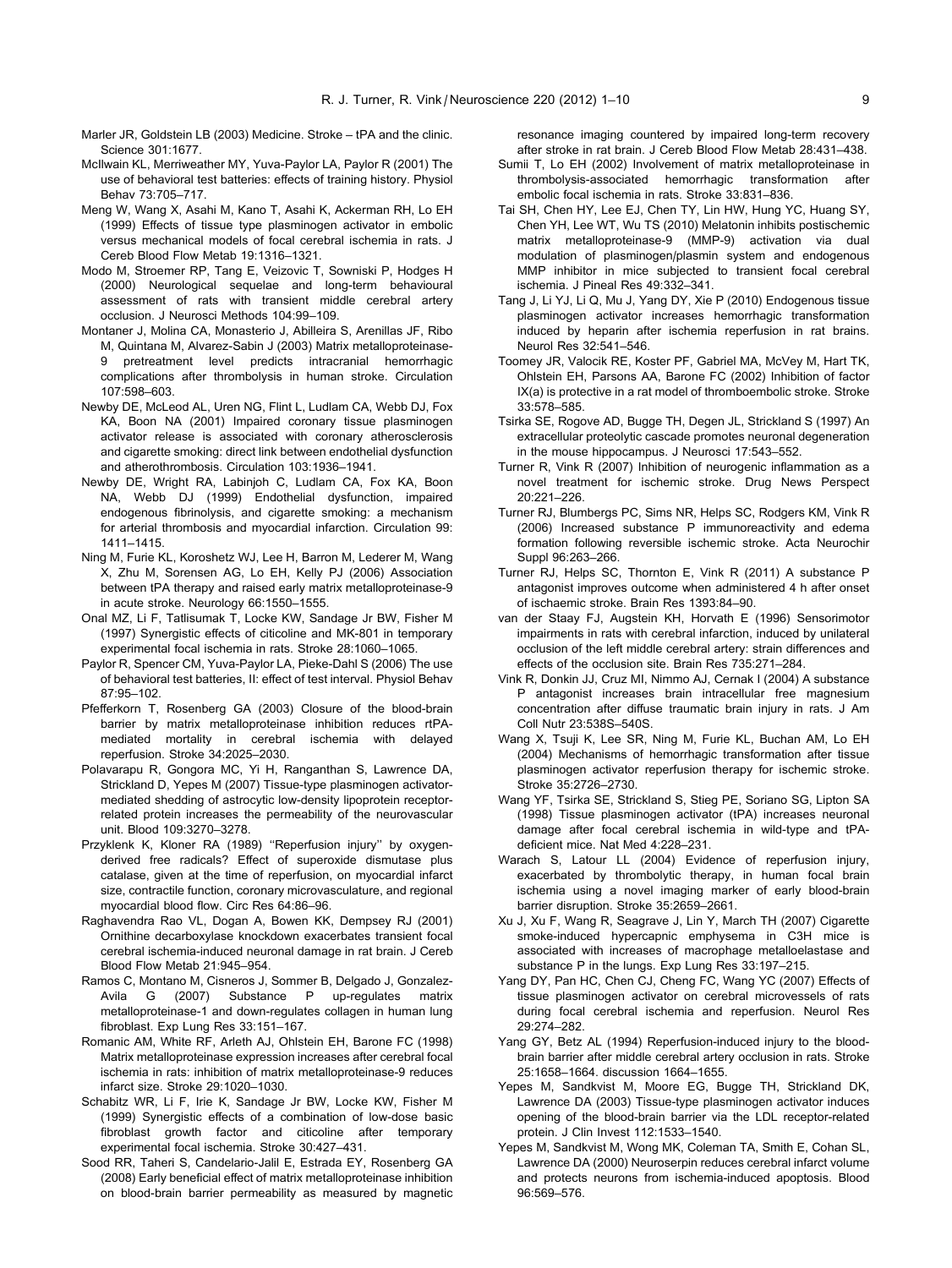Marler JR, Goldstein LB (2003) Medicine. Stroke – tPA and the clinic. Science 301:1677.

McIlwain KL, Merriweather MY, Yuva-Paylor LA, Paylor R (2001) The use of behavioral test batteries: effects of training history. Physiol Behav 73:705–717.

Meng W, Wang X, Asahi M, Kano T, Asahi K, Ackerman RH, Lo EH (1999) Effects of tissue type plasminogen activator in embolic versus mechanical models of focal cerebral ischemia in rats. J Cereb Blood Flow Metab 19:1316–1321.

Modo M, Stroemer RP, Tang E, Veizovic T, Sowniski P, Hodges H (2000) Neurological sequelae and long-term behavioural assessment of rats with transient middle cerebral artery occlusion. J Neurosci Methods 104:99–109.

Montaner J, Molina CA, Monasterio J, Abilleira S, Arenillas JF, Ribo M, Quintana M, Alvarez-Sabin J (2003) Matrix metalloproteinase-9 pretreatment level predicts intracranial hemorrhagic complications after thrombolysis in human stroke. Circulation 107:598–603.

Newby DE, McLeod AL, Uren NG, Flint L, Ludlam CA, Webb DJ, Fox KA, Boon NA (2001) Impaired coronary tissue plasminogen activator release is associated with coronary atherosclerosis and cigarette smoking: direct link between endothelial dysfunction and atherothrombosis. Circulation 103:1936–1941.

Newby DE, Wright RA, Labinjoh C, Ludlam CA, Fox KA, Boon NA, Webb DJ (1999) Endothelial dysfunction, impaired endogenous fibrinolysis, and cigarette smoking: a mechanism for arterial thrombosis and myocardial infarction. Circulation 99: 1411–1415.

Ning M, Furie KL, Koroshetz WJ, Lee H, Barron M, Lederer M, Wang X, Zhu M, Sorensen AG, Lo EH, Kelly PJ (2006) Association between tPA therapy and raised early matrix metalloproteinase-9 in acute stroke. Neurology 66:1550–1555.

Onal MZ, Li F, Tatlisumak T, Locke KW, Sandage Jr BW, Fisher M (1997) Synergistic effects of citicoline and MK-801 in temporary experimental focal ischemia in rats. Stroke 28:1060–1065.

Paylor R, Spencer CM, Yuva-Paylor LA, Pieke-Dahl S (2006) The use of behavioral test batteries, II: effect of test interval. Physiol Behav 87:95–102.

Pfefferkorn T, Rosenberg GA (2003) Closure of the blood-brain barrier by matrix metalloproteinase inhibition reduces rtPA-mediated mortality in cerebral ischemia with delayed reperfusion. Stroke 34:2025–2030.

Polavarapu R, Gongora MC, Yi H, Ranganthan S, Lawrence DA, Strickland D, Yepes M (2007) Tissue-type plasminogen activator-mediated shedding of astrocytic low-density lipoprotein receptor-related protein increases the permeability of the neurovascular unit. Blood 109:3270–3278.

Przyklenk K, Kloner RA (1989) ''Reperfusion injury'' by oxygen-derived free radicals? Effect of superoxide dismutase plus catalase, given at the time of reperfusion, on myocardial infarct size, contractile function, coronary microvasculature, and regional myocardial blood flow. Circ Res 64:86–96.

Raghavendra Rao VL, Dogan A, Bowen KK, Dempsey RJ (2001) Ornithine decarboxylase knockdown exacerbates transient focal cerebral ischemia-induced neuronal damage in rat brain. J Cereb Blood Flow Metab 21:945–954.

Ramos C, Montano M, Cisneros J, Sommer B, Delgado J, Gonzalez-Avila G (2007) Substance P up-regulates matrix metalloproteinase-1 and down-regulates collagen in human lung fibroblast. Exp Lung Res 33:151–167.

Romanic AM, White RF, Arleth AJ, Ohlstein EH, Barone FC (1998) Matrix metalloproteinase expression increases after cerebral focal ischemia in rats: inhibition of matrix metalloproteinase-9 reduces infarct size. Stroke 29:1020–1030.

Schabitz WR, Li F, Irie K, Sandage Jr BW, Locke KW, Fisher M (1999) Synergistic effects of a combination of low-dose basic fibroblast growth factor and citicoline after temporary experimental focal ischemia. Stroke 30:427–431.

Sood RR, Taheri S, Candelario-Jalil E, Estrada EY, Rosenberg GA (2008) Early beneficial effect of matrix metalloproteinase inhibition on blood-brain barrier permeability as measured by magnetic resonance imaging countered by impaired long-term recovery after stroke in rat brain. J Cereb Blood Flow Metab 28:431–438.

Sumii T, Lo EH (2002) Involvement of matrix metalloproteinase in thrombolysis-associated hemorrhagic transformation after embolic focal ischemia in rats. Stroke 33:831–836.

Tai SH, Chen HY, Lee EJ, Chen TY, Lin HW, Hung YC, Huang SY, Chen YH, Lee WT, Wu TS (2010) Melatonin inhibits postischemic matrix metalloproteinase-9 (MMP-9) activation via dual modulation of plasminogen/plasmin system and endogenous MMP inhibitor in mice subjected to transient focal cerebral ischemia. J Pineal Res 49:332–341.

Tang J, Li YJ, Li Q, Mu J, Yang DY, Xie P (2010) Endogenous tissue plasminogen activator increases hemorrhagic transformation induced by heparin after ischemia reperfusion in rat brains. Neurol Res 32:541–546.

Toomey JR, Valocik RE, Koster PF, Gabriel MA, McVey M, Hart TK, Ohlstein EH, Parsons AA, Barone FC (2002) Inhibition of factor IX(a) is protective in a rat model of thromboembolic stroke. Stroke 33:578–585.

Tsirka SE, Rogove AD, Bugge TH, Degen JL, Strickland S (1997) An extracellular proteolytic cascade promotes neuronal degeneration in the mouse hippocampus. J Neurosci 17:543–552.

Turner R, Vink R (2007) Inhibition of neurogenic inflammation as a novel treatment for ischemic stroke. Drug News Perspect 20:221–226.

Turner RJ, Blumbergs PC, Sims NR, Helps SC, Rodgers KM, Vink R (2006) Increased substance P immunoreactivity and edema formation following reversible ischemic stroke. Acta Neurochir Suppl 96:263–266.

Turner RJ, Helps SC, Thornton E, Vink R (2011) A substance P antagonist improves outcome when administered 4 h after onset of ischaemic stroke. Brain Res 1393:84–90.

van der Staay FJ, Augstein KH, Horvath E (1996) Sensorimotor impairments in rats with cerebral infarction, induced by unilateral occlusion of the left middle cerebral artery: strain differences and effects of the occlusion site. Brain Res 735:271–284.

Vink R, Donkin JJ, Cruz MI, Nimmo AJ, Cernak I (2004) A substance P antagonist increases brain intracellular free magnesium concentration after diffuse traumatic brain injury in rats. J Am Coll Nutr 23:538S–540S.

Wang X, Tsuji K, Lee SR, Ning M, Furie KL, Buchan AM, Lo EH (2004) Mechanisms of hemorrhagic transformation after tissue plasminogen activator reperfusion therapy for ischemic stroke. Stroke 35:2726–2730.

Wang YF, Tsirka SE, Strickland S, Stieg PE, Soriano SG, Lipton SA (1998) Tissue plasminogen activator (tPA) increases neuronal damage after focal cerebral ischemia in wild-type and tPA-deficient mice. Nat Med 4:228–231.

Warach S, Latour LL (2004) Evidence of reperfusion injury, exacerbated by thrombolytic therapy, in human focal brain ischemia using a novel imaging marker of early blood-brain barrier disruption. Stroke 35:2659–2661.

Xu J, Xu F, Wang R, Seagrave J, Lin Y, March TH (2007) Cigarette smoke-induced hypercapnic emphysema in C3H mice is associated with increases of macrophage metalloelastase and substance P in the lungs. Exp Lung Res 33:197–215.

Yang DY, Pan HC, Chen CJ, Cheng FC, Wang YC (2007) Effects of tissue plasminogen activator on cerebral microvessels of rats during focal cerebral ischemia and reperfusion. Neurol Res 29:274–282.

Yang GY, Betz AL (1994) Reperfusion-induced injury to the blood-brain barrier after middle cerebral artery occlusion in rats. Stroke 25:1658–1664. discussion 1664–1655.

Yepes M, Sandkvist M, Moore EG, Bugge TH, Strickland DK, Lawrence DA (2003) Tissue-type plasminogen activator induces opening of the blood-brain barrier via the LDL receptor-related protein. J Clin Invest 112:1533–1540.

Yepes M, Sandkvist M, Wong MK, Coleman TA, Smith E, Cohan SL, Lawrence DA (2000) Neuroserpin reduces cerebral infarct volume and protects neurons from ischemia-induced apoptosis. Blood 96:569–576.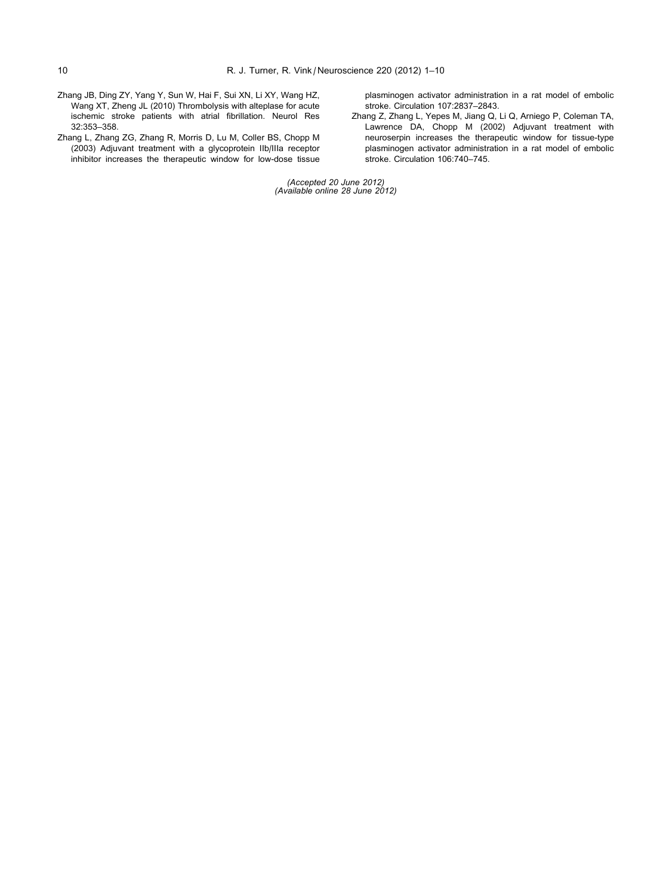Zhang JB, Ding ZY, Yang Y, Sun W, Hai F, Sui XN, Li XY, Wang HZ, Wang XT, Zheng JL (2010) Thrombolysis with alteplase for acute ischemic stroke patients with atrial fibrillation. Neurol Res 32:353–358.

Zhang L, Zhang ZG, Zhang R, Morris D, Lu M, Coller BS, Chopp M (2003) Adjuvant treatment with a glycoprotein IIb/IIIa receptor inhibitor increases the therapeutic window for low-dose tissue plasminogen activator administration in a rat model of embolic stroke. Circulation 107:2837–2843.

Zhang Z, Zhang L, Yepes M, Jiang Q, Li Q, Arniego P, Coleman TA, Lawrence DA, Chopp M (2002) Adjuvant treatment with neuroserpin increases the therapeutic window for tissue-type plasminogen activator administration in a rat model of embolic stroke. Circulation 106:740–745.

*(Accepted 20 June 2012)*
*(Available online 28 June 2012)*